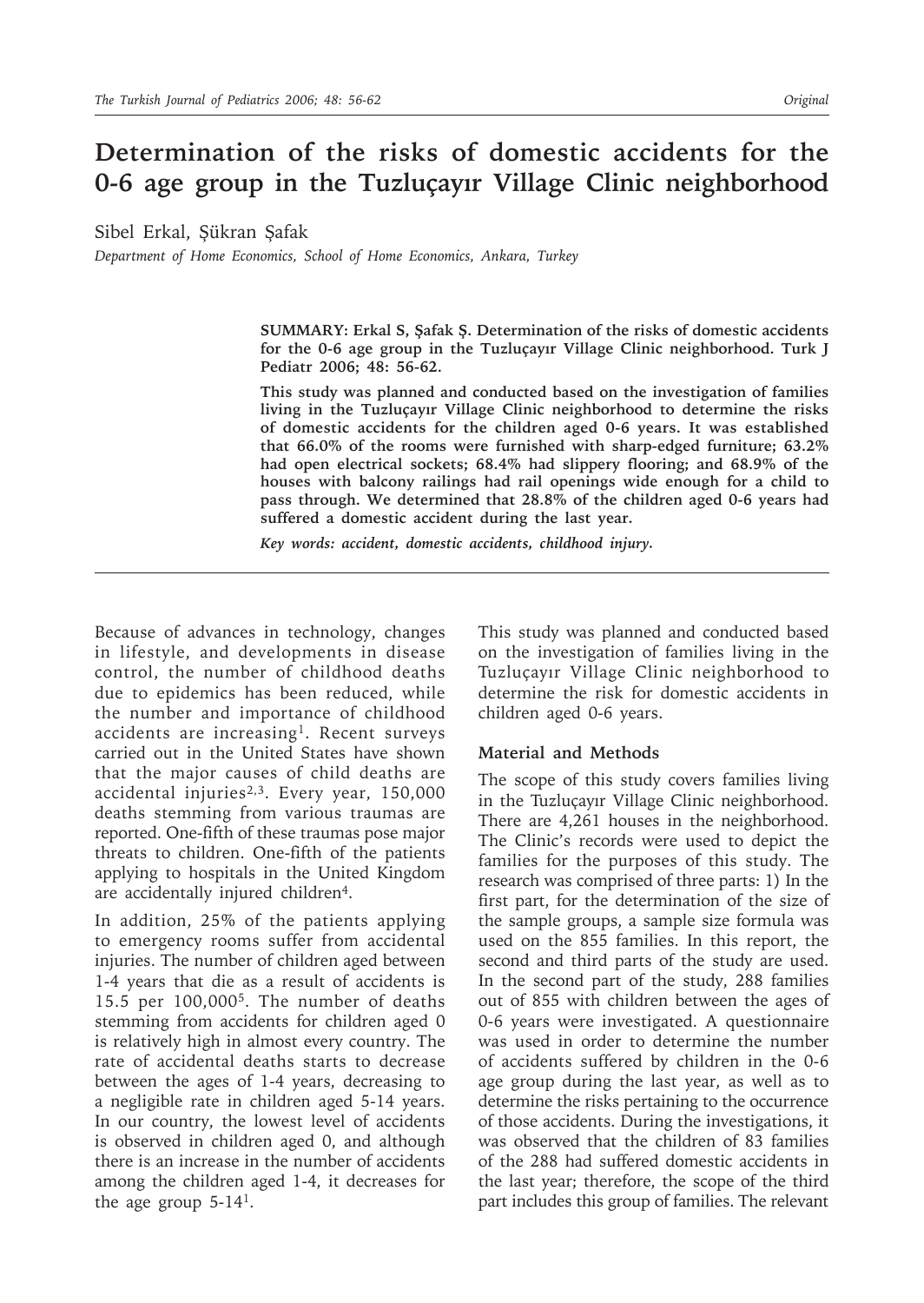# Determination of the risks of domestic accidents for the 0-6 age group in the Tuzluçayır Village Clinic neighborhood

Sibel Erkal, Şükran Şafak

*Department of Home Economics, School of Home Economics, Ankara, Turkey*

**SUMMARY: Erkal S, Şafak Ş. Determination of the risks of domestic accidents for the 0-6 age group in the Tuzluçayır Village Clinic neighborhood. Turk J Pediatr 2006; 48: 56-62.**

**This study was planned and conducted based on the investigation of families living in the Tuzluçayır Village Clinic neighborhood to determine the risks of domestic accidents for the children aged 0-6 years. It was established that 66.0% of the rooms were furnished with sharp-edged furniture; 63.2% had open electrical sockets; 68.4% had slippery flooring; and 68.9% of the houses with balcony railings had rail openings wide enough for a child to pass through. We determined that 28.8% of the children aged 0-6 years had suffered a domestic accident during the last year.**

***Key words: accident, domestic accidents, childhood injury.***

Because of advances in technology, changes in lifestyle, and developments in disease control, the number of childhood deaths due to epidemics has been reduced, while the number and importance of childhood accidents are increasing[1]. Recent surveys carried out in the United States have shown that the major causes of child deaths are accidental injuries[2,3]. Every year, 150,000 deaths stemming from various traumas are reported. One-fifth of these traumas pose major threats to children. One-fifth of the patients applying to hospitals in the United Kingdom are accidentally injured children[4].

In addition, 25% of the patients applying to emergency rooms suffer from accidental injuries. The number of children aged between 1-4 years that die as a result of accidents is 15.5 per 100,000[5]. The number of deaths stemming from accidents for children aged 0 is relatively high in almost every country. The rate of accidental deaths starts to decrease between the ages of 1-4 years, decreasing to a negligible rate in children aged 5-14 years. In our country, the lowest level of accidents is observed in children aged 0, and although there is an increase in the number of accidents among the children aged 1-4, it decreases for the age group 5-14[1].

This study was planned and conducted based on the investigation of families living in the Tuzluçayır Village Clinic neighborhood to determine the risk for domestic accidents in children aged 0-6 years.

## Material and Methods

The scope of this study covers families living in the Tuzluçayır Village Clinic neighborhood. There are 4,261 houses in the neighborhood. The Clinic's records were used to depict the families for the purposes of this study. The research was comprised of three parts: 1) In the first part, for the determination of the size of the sample groups, a sample size formula was used on the 855 families. In this report, the second and third parts of the study are used. In the second part of the study, 288 families out of 855 with children between the ages of 0-6 years were investigated. A questionnaire was used in order to determine the number of accidents suffered by children in the 0-6 age group during the last year, as well as to determine the risks pertaining to the occurrence of those accidents. During the investigations, it was observed that the children of 83 families of the 288 had suffered domestic accidents in the last year; therefore, the scope of the third part includes this group of families. The relevant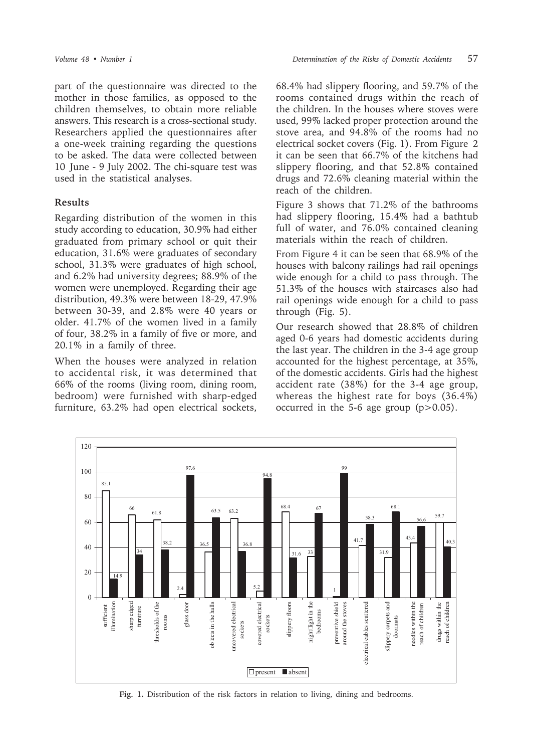part of the questionnaire was directed to the mother in those families, as opposed to the children themselves, to obtain more reliable answers. This research is a cross-sectional study. Researchers applied the questionnaires after a one-week training regarding the questions to be asked. The data were collected between 10 June - 9 July 2002. The chi-square test was used in the statistical analyses.

## Results

Regarding distribution of the women in this study according to education, 30.9% had either graduated from primary school or quit their education, 31.6% were graduates of secondary school, 31.3% were graduates of high school, and 6.2% had university degrees; 88.9% of the women were unemployed. Regarding their age distribution, 49.3% were between 18-29, 47.9% between 30-39, and 2.8% were 40 years or older. 41.7% of the women lived in a family of four, 38.2% in a family of five or more, and 20.1% in a family of three.

When the houses were analyzed in relation to accidental risk, it was determined that 66% of the rooms (living room, dining room, bedroom) were furnished with sharp-edged furniture, 63.2% had open electrical sockets, 68.4% had slippery flooring, and 59.7% of the rooms contained drugs within the reach of the children. In the houses where stoves were used, 99% lacked proper protection around the stove area, and 94.8% of the rooms had no electrical socket covers (Fig. 1). From Figure 2 it can be seen that 66.7% of the kitchens had slippery flooring, and that 52.8% contained drugs and 72.6% cleaning material within the reach of the children.

Figure 3 shows that 71.2% of the bathrooms had slippery flooring, 15.4% had a bathtub full of water, and 76.0% contained cleaning materials within the reach of children.

From Figure 4 it can be seen that 68.9% of the houses with balcony railings had rail openings wide enough for a child to pass through. The 51.3% of the houses with staircases also had rail openings wide enough for a child to pass through (Fig. 5).

Our research showed that 28.8% of children aged 0-6 years had domestic accidents during the last year. The children in the 3-4 age group accounted for the highest percentage, at 35%, of the domestic accidents. Girls had the highest accident rate (38%) for the 3-4 age group, whereas the highest rate for boys (36.4%) occurred in the 5-6 age group ($p>0.05$).

| Risk factor | present | absent |
|---|---|---|
| sufficient illumination | 85.1 | 14.9 |
| sharp edged furniture | 66 | 34 |
| thresholds of the rooms | 61.8 | 38.2 |
| glass door | 2.4 | 97.6 |
| objects in the halls | 36.5 | 63.5 |
| uncovered electrical sockets | 63.2 | 36.8 |
| covered electrical sockets | 5.2 | 94.8 |
| slippery floors | 68.4 | 31.6 |
| night light in the bedrooms | 33 | 67 |
| preventive shield around the stoves | 1 | 99 |
| electrical cables scattered | 41.7 | 58.3 |
| slippery carpets and doormats | 31.9 | 68.1 |
| needles within the reach of children | 43.4 | 56.6 |
| drugs within the reach of children | 59.7 | 40.3 |

**Fig. 1.** Distribution of the risk factors in relation to living, dining and bedrooms.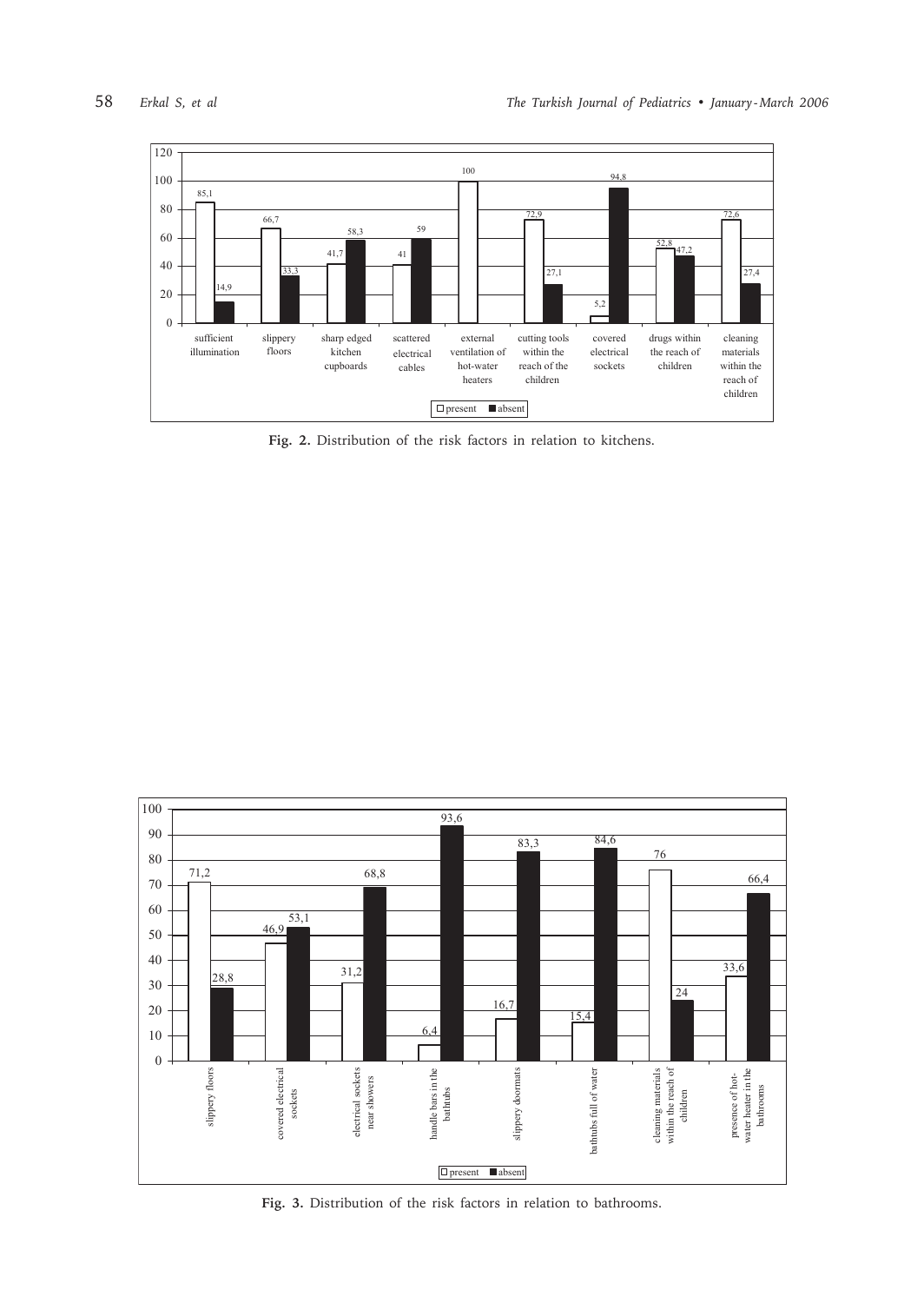| | sufficient illumination | slippery floors | sharp edged kitchen cupboards | scattered electrical cables | external ventilation of hot-water heaters | cutting tools within the reach of the children | covered electrical sockets | drugs within the reach of children | cleaning materials within the reach of children |
|---|---|---|---|---|---|---|---|---|---|
| present | 85,1 | 66,7 | 41,7 | 41 | 100 | 72,9 | 5,2 | 52,8 | 72,6 |
| absent | 14,9 | 33,3 | 58,3 | 59 | | 27,1 | 94,8 | 47,2 | 27,4 |

**Fig. 2.** Distribution of the risk factors in relation to kitchens.

| | slippery floors | covered electrical sockets | electrical sockets near showers | handle bars in the bathtubs | slippery doormats | bathtubs full of water | cleaning materials within the reach of children | presence of hot-water heater in the bathrooms |
|---|---|---|---|---|---|---|---|---|
| present | 71,2 | 46,9 | 31,2 | 6,4 | 16,7 | 15,4 | 76 | 33,6 |
| absent | 28,8 | 53,1 | 68,8 | 93,6 | 83,3 | 84,6 | 24 | 66,4 |

**Fig. 3.** Distribution of the risk factors in relation to bathrooms.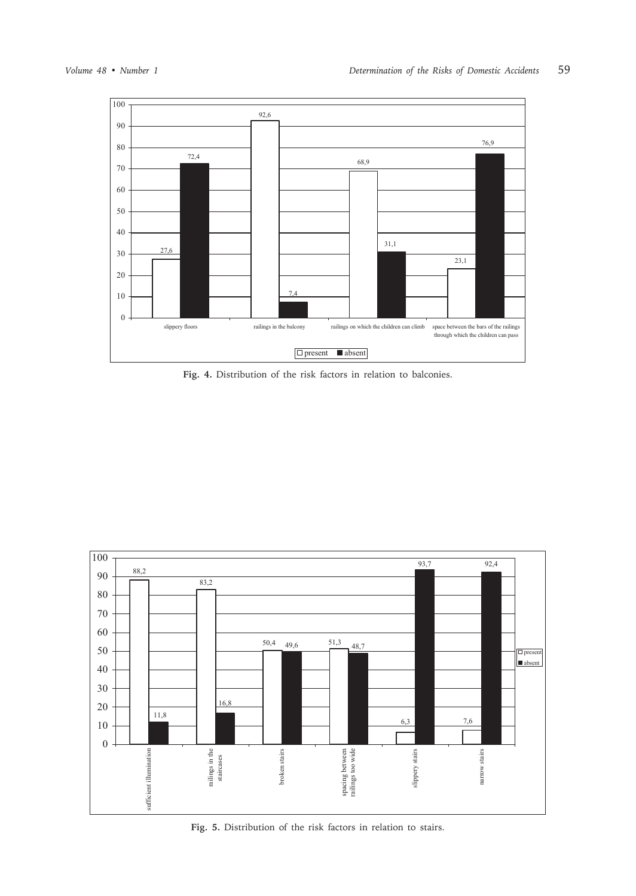| | slippery floors | railings in the balcony | railings on which the children can climb | space between the bars of the railings through which the children can pass |
|---|---|---|---|---|
| present | 27,6 | 92,6 | 68,9 | 23,1 |
| absent | 72,4 | 7,4 | 31,1 | 76,9 |

**Fig. 4.** Distribution of the risk factors in relation to balconies.

| | sufficient illumination | railings in the staircases | broken stairs | spacing between railings too wide | slippery stairs | narrow stairs |
|---|---|---|---|---|---|---|
| present | 88,2 | 83,2 | 50,4 | 51,3 | 6,3 | 7,6 |
| absent | 11,8 | 16,8 | 49,6 | 48,7 | 93,7 | 92,4 |

**Fig. 5.** Distribution of the risk factors in relation to stairs.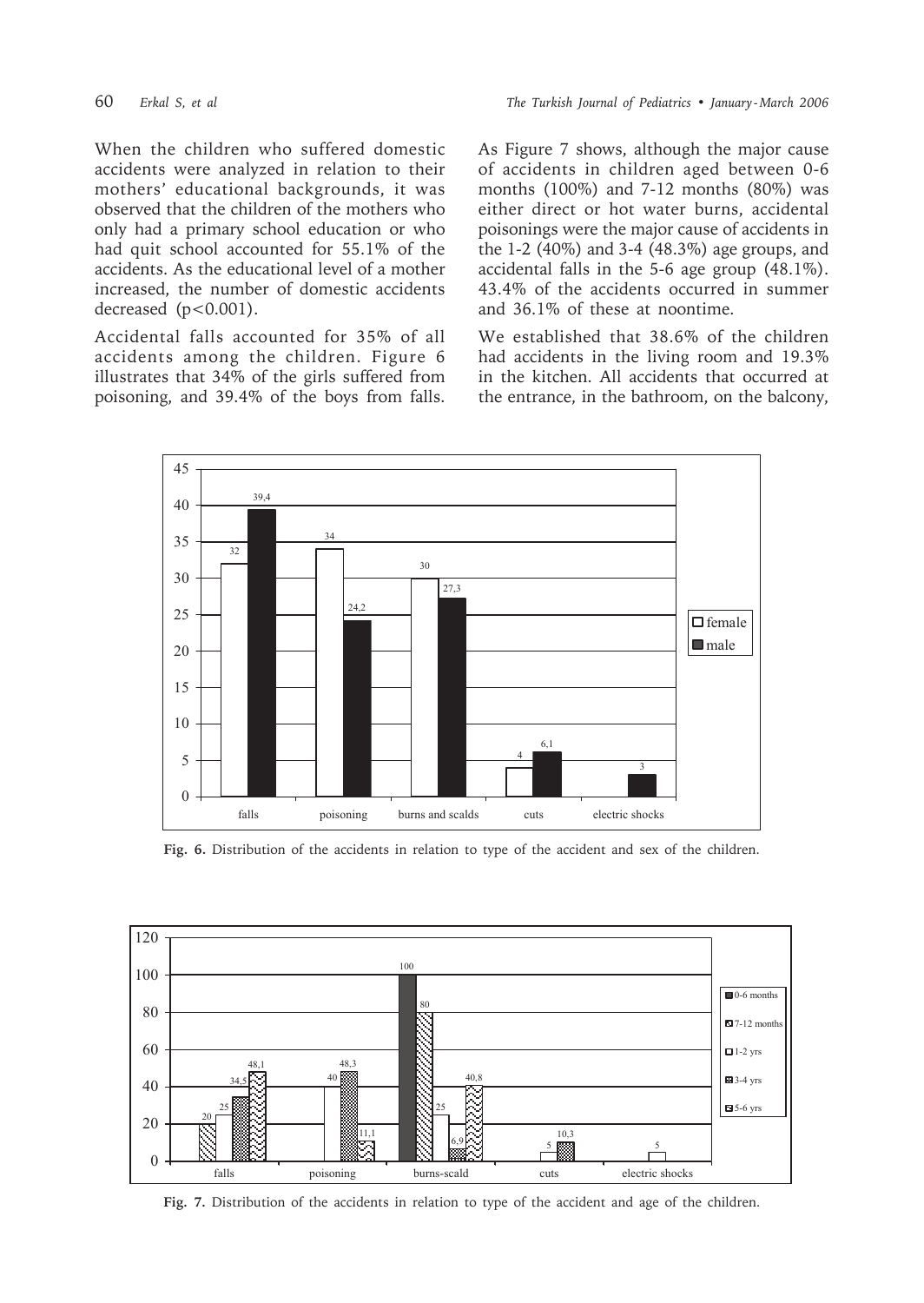When the children who suffered domestic accidents were analyzed in relation to their mothers' educational backgrounds, it was observed that the children of the mothers who only had a primary school education or who had quit school accounted for 55.1% of the accidents. As the educational level of a mother increased, the number of domestic accidents decreased ($p<0.001$).

Accidental falls accounted for 35% of all accidents among the children. Figure 6 illustrates that 34% of the girls suffered from poisoning, and 39.4% of the boys from falls. As Figure 7 shows, although the major cause of accidents in children aged between 0-6 months (100%) and 7-12 months (80%) was either direct or hot water burns, accidental poisonings were the major cause of accidents in the 1-2 (40%) and 3-4 (48.3%) age groups, and accidental falls in the 5-6 age group (48.1%). 43.4% of the accidents occurred in summer and 36.1% of these at noontime.

We established that 38.6% of the children had accidents in the living room and 19.3% in the kitchen. All accidents that occurred at the entrance, in the bathroom, on the balcony,

**Fig. 6.** Distribution of the accidents in relation to type of the accident and sex of the children.

**Fig. 7.** Distribution of the accidents in relation to type of the accident and age of the children.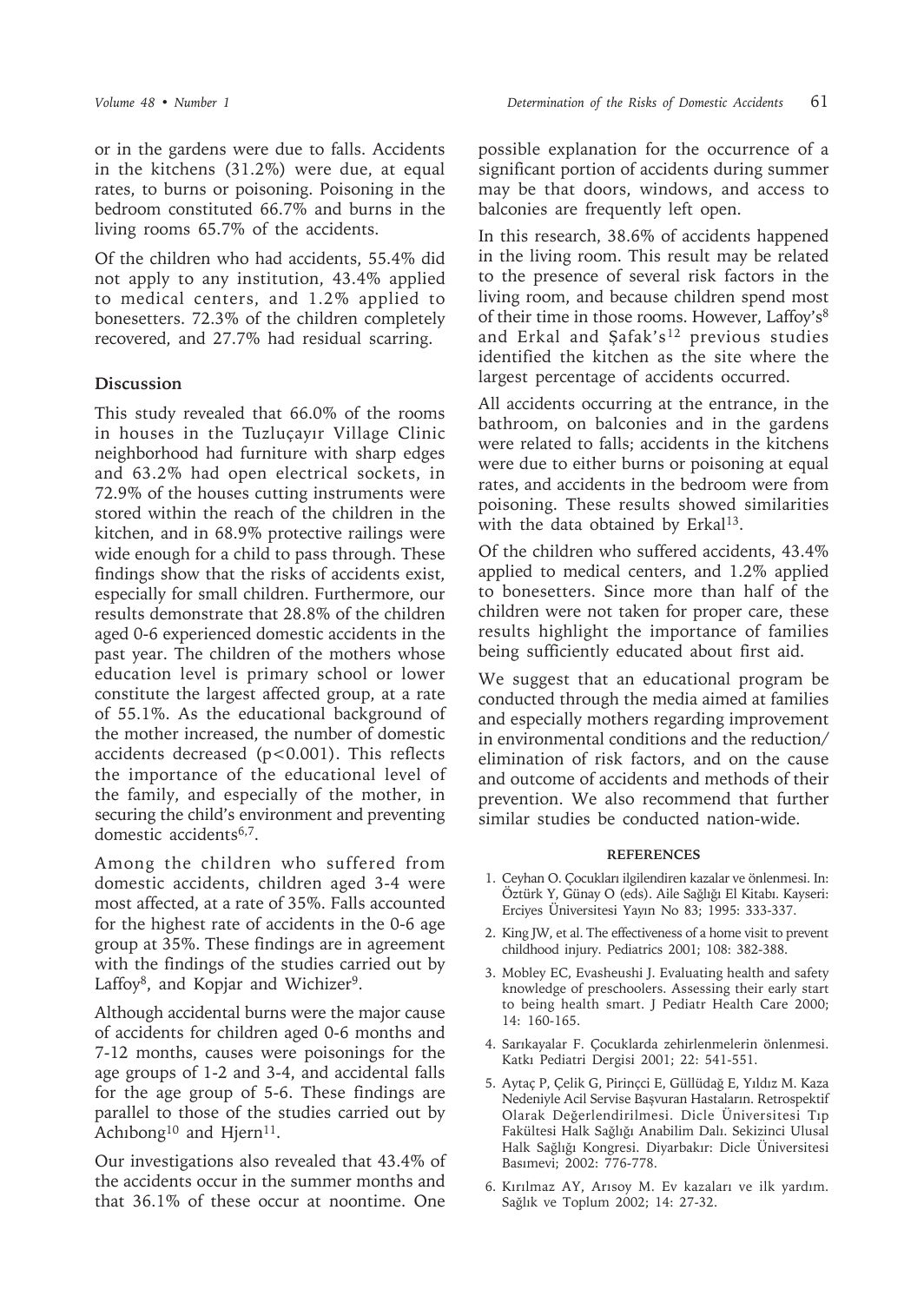or in the gardens were due to falls. Accidents in the kitchens (31.2%) were due, at equal rates, to burns or poisoning. Poisoning in the bedroom constituted 66.7% and burns in the living rooms 65.7% of the accidents.

Of the children who had accidents, 55.4% did not apply to any institution, 43.4% applied to medical centers, and 1.2% applied to bonesetters. 72.3% of the children completely recovered, and 27.7% had residual scarring.

## Discussion

This study revealed that 66.0% of the rooms in houses in the Tuzluçayır Village Clinic neighborhood had furniture with sharp edges and 63.2% had open electrical sockets, in 72.9% of the houses cutting instruments were stored within the reach of the children in the kitchen, and in 68.9% protective railings were wide enough for a child to pass through. These findings show that the risks of accidents exist, especially for small children. Furthermore, our results demonstrate that 28.8% of the children aged 0-6 experienced domestic accidents in the past year. The children of the mothers whose education level is primary school or lower constitute the largest affected group, at a rate of 55.1%. As the educational background of the mother increased, the number of domestic accidents decreased ($p<0.001$). This reflects the importance of the educational level of the family, and especially of the mother, in securing the child's environment and preventing domestic accidents[6,7].

Among the children who suffered from domestic accidents, children aged 3-4 were most affected, at a rate of 35%. Falls accounted for the highest rate of accidents in the 0-6 age group at 35%. These findings are in agreement with the findings of the studies carried out by Laffoy[8], and Kopjar and Wichizer[9].

Although accidental burns were the major cause of accidents for children aged 0-6 months and 7-12 months, causes were poisonings for the age groups of 1-2 and 3-4, and accidental falls for the age group of 5-6. These findings are parallel to those of the studies carried out by Achıbong[10] and Hjern[11].

Our investigations also revealed that 43.4% of the accidents occur in the summer months and that 36.1% of these occur at noontime. One possible explanation for the occurrence of a significant portion of accidents during summer may be that doors, windows, and access to balconies are frequently left open.

In this research, 38.6% of accidents happened in the living room. This result may be related to the presence of several risk factors in the living room, and because children spend most of their time in those rooms. However, Laffoy's[8] and Erkal and Şafak's[12] previous studies identified the kitchen as the site where the largest percentage of accidents occurred.

All accidents occurring at the entrance, in the bathroom, on balconies and in the gardens were related to falls; accidents in the kitchens were due to either burns or poisoning at equal rates, and accidents in the bedroom were from poisoning. These results showed similarities with the data obtained by Erkal[13].

Of the children who suffered accidents, 43.4% applied to medical centers, and 1.2% applied to bonesetters. Since more than half of the children were not taken for proper care, these results highlight the importance of families being sufficiently educated about first aid.

We suggest that an educational program be conducted through the media aimed at families and especially mothers regarding improvement in environmental conditions and the reduction/elimination of risk factors, and on the cause and outcome of accidents and methods of their prevention. We also recommend that further similar studies be conducted nation-wide.

## REFERENCES

1. Ceyhan O. Çocukları ilgilendiren kazalar ve önlenmesi. In: Öztürk Y, Günay O (eds). Aile Sağlığı El Kitabı. Kayseri: Erciyes Üniversitesi Yayın No 83; 1995: 333-337.
2. King JW, et al. The effectiveness of a home visit to prevent childhood injury. Pediatrics 2001; 108: 382-388.
3. Mobley EC, Evasheushi J. Evaluating health and safety knowledge of preschoolers. Assessing their early start to being health smart. J Pediatr Health Care 2000; 14: 160-165.
4. Sarıkayalar F. Çocuklarda zehirlenmelerin önlenmesi. Katkı Pediatri Dergisi 2001; 22: 541-551.
5. Aytaç P, Çelik G, Pirinççi E, Güllüdağ E, Yıldız M. Kaza Nedeniyle Acil Servise Başvuran Hastaların. Retrospektif Olarak Değerlendirilmesi. Dicle Üniversitesi Tıp Fakültesi Halk Sağlığı Anabilim Dalı. Sekizinci Ulusal Halk Sağlığı Kongresi. Diyarbakır: Dicle Üniversitesi Basımevi; 2002: 776-778.
6. Kırılmaz AY, Arısoy M. Ev kazaları ve ilk yardım. Sağlık ve Toplum 2002; 14: 27-32.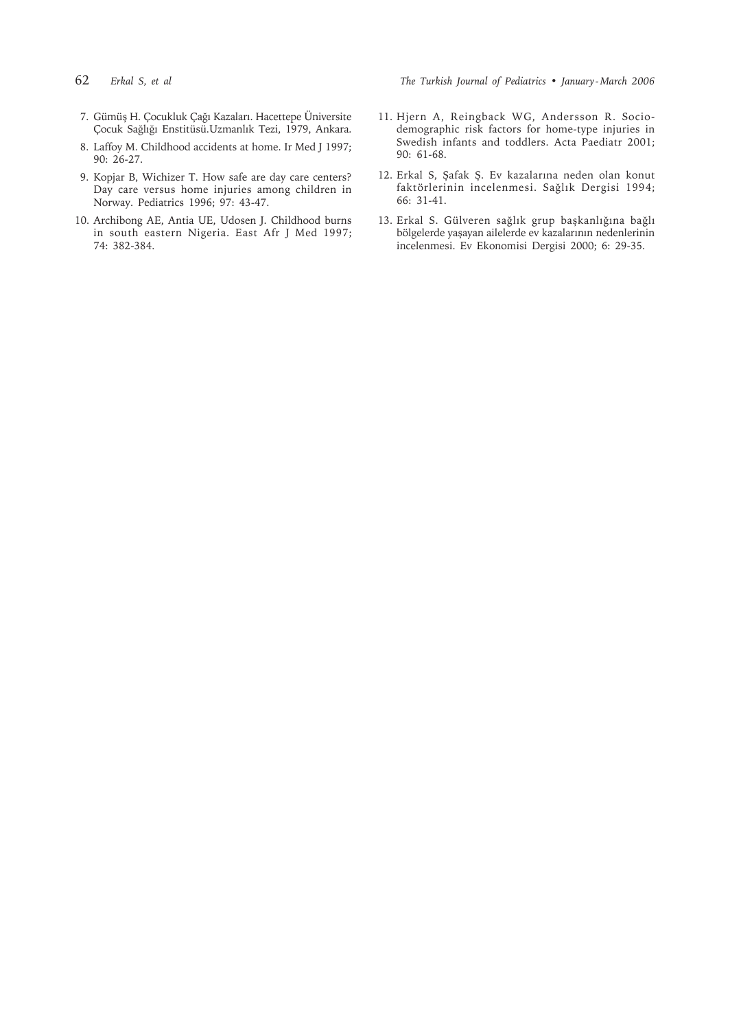7. Gümüş H. Çocukluk Çağı Kazaları. Hacettepe Üniversite Çocuk Sağlığı Enstitüsü.Uzmanlık Tezi, 1979, Ankara.
8. Laffoy M. Childhood accidents at home. Ir Med J 1997; 90: 26-27.
9. Kopjar B, Wichizer T. How safe are day care centers? Day care versus home injuries among children in Norway. Pediatrics 1996; 97: 43-47.
10. Archibong AE, Antia UE, Udosen J. Childhood burns in south eastern Nigeria. East Afr J Med 1997; 74: 382-384.
11. Hjern A, Reingback WG, Andersson R. Socio-demographic risk factors for home-type injuries in Swedish infants and toddlers. Acta Paediatr 2001; 90: 61-68.
12. Erkal S, Şafak Ş. Ev kazalarına neden olan konut faktörlerinin incelenmesi. Sağlık Dergisi 1994; 66: 31-41.
13. Erkal S. Gülveren sağlık grup başkanlığına bağlı bölgelerde yaşayan ailelerde ev kazalarının nedenlerinin incelenmesi. Ev Ekonomisi Dergisi 2000; 6: 29-35.